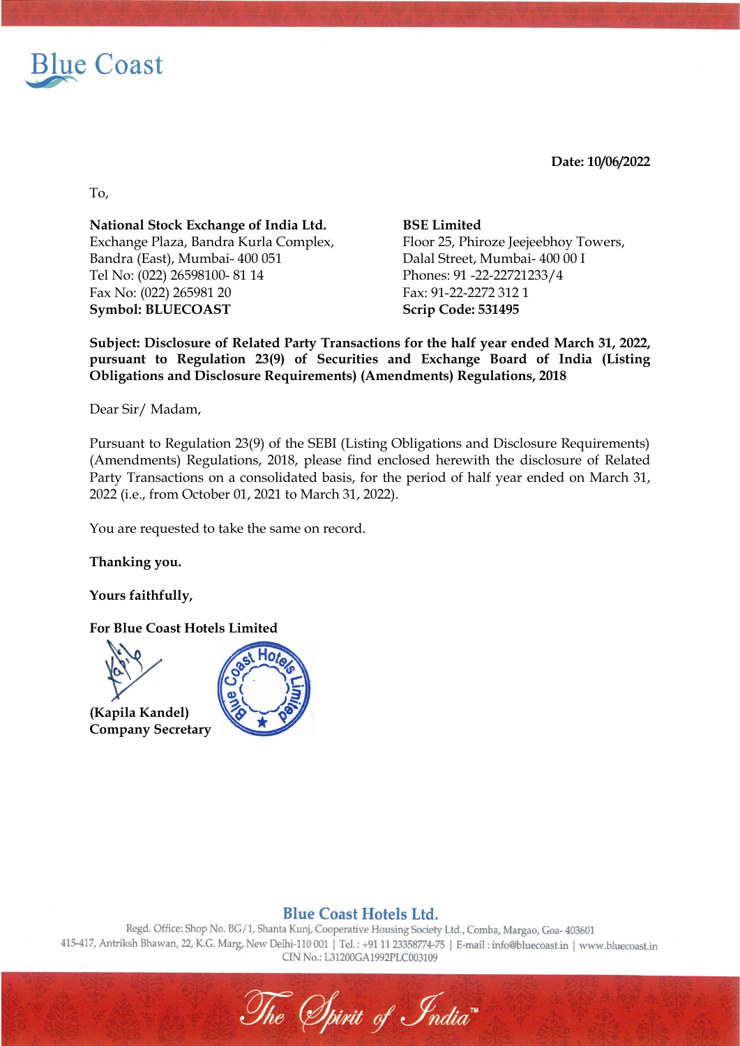**Date: 10/06/2022**

To,

**National Stock Exchange of India Ltd.**
Exchange Plaza, Bandra Kurla Complex,
Bandra (East), Mumbai- 400 051
Tel No: (022) 26598100- 81 14
Fax No: (022) 265981 20
**Symbol: BLUECOAST**

**BSE Limited**
Floor 25, Phiroze Jeejeebhoy Towers,
Dalal Street, Mumbai- 400 00 I
Phones: 91 -22-22721233/4
Fax: 91-22-2272 312 1
**Scrip Code: 531495**

**Subject: Disclosure of Related Party Transactions for the half year ended March 31, 2022, pursuant to Regulation 23(9) of Securities and Exchange Board of India (Listing Obligations and Disclosure Requirements) (Amendments) Regulations, 2018**

Dear Sir/ Madam,

Pursuant to Regulation 23(9) of the SEBI (Listing Obligations and Disclosure Requirements) (Amendments) Regulations, 2018, please find enclosed herewith the disclosure of Related Party Transactions on a consolidated basis, for the period of half year ended on March 31, 2022 (i.e., from October 01, 2021 to March 31, 2022).

You are requested to take the same on record.

**Thanking you.**

**Yours faithfully,**

**For Blue Coast Hotels Limited**

**(Kapila Kandel)**
**Company Secretary**

**Blue Coast Hotels Ltd.**
Regd. Office: Shop No. BG/1, Shanta Kunj, Cooperative Housing Society Ltd., Comba, Margao, Goa- 403601
415-417, Antriksh Bhawan, 22, K.G. Marg, New Delhi-110 001 | Tel.: +91 11 23358774-75 | E-mail : info@bluecoast.in | www.bluecoast.in
CIN No.: L31200GA1992PLC003109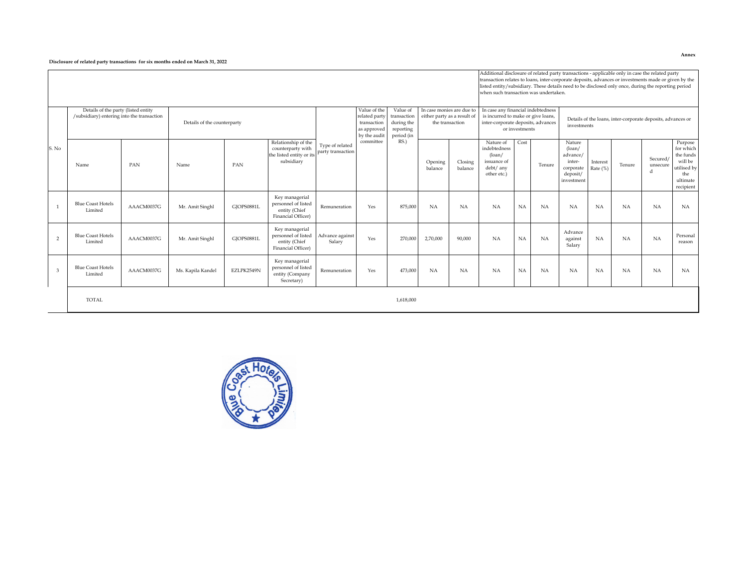**Annex**

**Disclosure of related party transactions for six months ended on March 31, 2022**

| S. No | Details of the party (listed entity /subsidiary) entering into the transaction | | Details of the counterparty | | | Type of related party transaction | Value of the related party transaction as approved by the audit committee | Value of transaction during the reporting period (in RS.) | In case monies are due to either party as a result of the transaction | | Additional disclosure of related party transactions - applicable only in case the related party transaction relates to loans, inter-corporate deposits, advances or investments made or given by the listed entity/subsidiary. These details need to be disclosed only once, during the reporting period when such transaction was undertaken. In case any financial indebtedness is incurred to make or give loans, inter-corporate deposits, advances or investments | | | Details of the loans, inter-corporate deposits, advances or investments | | | | |
|---|---|---|---|---|---|---|---|---|---|---|---|---|---|---|---|---|---|---|
| | Name | PAN | Name | PAN | Relationship of the counterparty with the listed entity or its subsidiary | | | | Opening balance | Closing balance | Nature of indebtedness (loan/ issuance of debt/ any other etc.) | Cost | Tenure | Nature (loan/ advance/ inter-corporate deposit/ investment | Interest Rate (%) | Tenure | Secured/ unsecured | Purpose for which the funds will be utilised by the ultimate recipient |
| 1 | Blue Coast Hotels Limited | AAACM0037G | Mr. Amit Singhl | GJOPS0881L | Key managerial personnel of listed entity (Chief Financial Officer) | Remuneration | Yes | 875,000 | NA | NA | NA | NA | NA | NA | NA | NA | NA | NA |
| 2 | Blue Coast Hotels Limited | AAACM0037G | Mr. Amit Singhl | GJOPS0881L | Key managerial personnel of listed entity (Chief Financial Officer) | Advance against Salary | Yes | 270,000 | 2,70,000 | 90,000 | NA | NA | NA | Advance against Salary | NA | NA | NA | Personal reason |
| 3 | Blue Coast Hotels Limited | AAACM0037G | Ms. Kapila Kandel | EZLPK2549N | Key managerial personnel of listed entity (Company Secretary) | Remuneration | Yes | 473,000 | NA | NA | NA | NA | NA | NA | NA | NA | NA | NA |
| | TOTAL | | | | | | | 1,618,000 | | | | | | | | | | |

Blue Coast Hotels Limited